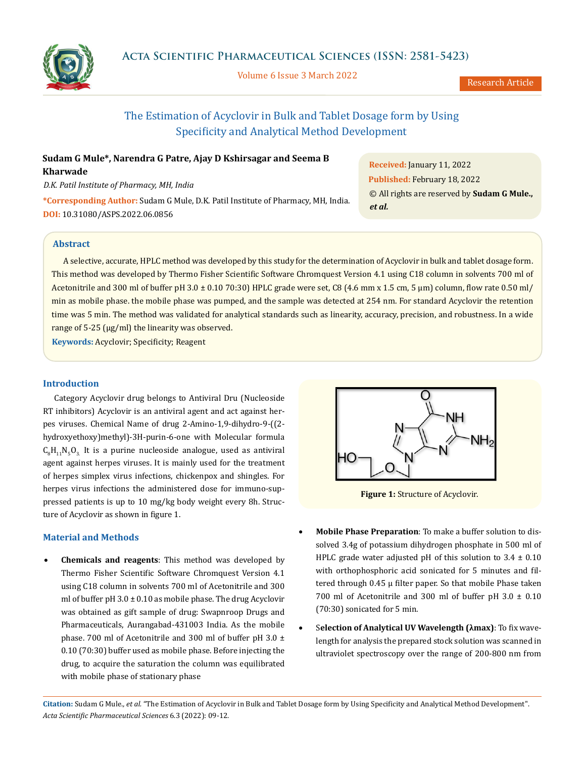# The Estimation of Acyclovir in Bulk and Tablet Dosage form by Using Specificity and Analytical Method Development

**Sudam G Mule*, Narendra G Patre, Ajay D Kshirsagar and Seema B Kharwade**

*D.K. Patil Institute of Pharmacy, MH, India*

***Corresponding Author:** Sudam G Mule, D.K. Patil Institute of Pharmacy, MH, India.

**DOI:** 10.31080/ASPS.2022.06.0856

**Received:** January 11, 2022
**Published:** February 18, 2022
© All rights are reserved by **Sudam G Mule., *et al.***

## Abstract

A selective, accurate, HPLC method was developed by this study for the determination of Acyclovir in bulk and tablet dosage form. This method was developed by Thermo Fisher Scientific Software Chromquest Version 4.1 using C18 column in solvents 700 ml of Acetonitrile and 300 ml of buffer pH 3.0 ± 0.10 70:30) HPLC grade were set, C8 (4.6 mm x 1.5 cm, 5 µm) column, flow rate 0.50 ml/min as mobile phase. the mobile phase was pumped, and the sample was detected at 254 nm. For standard Acyclovir the retention time was 5 min. The method was validated for analytical standards such as linearity, accuracy, precision, and robustness. In a wide range of 5-25 (µg/ml) the linearity was observed.

**Keywords:** Acyclovir; Specificity; Reagent

## Introduction

Category Acyclovir drug belongs to Antiviral Dru (Nucleoside RT inhibitors) Acyclovir is an antiviral agent and act against herpes viruses. Chemical Name of drug 2-Amino-1,9-dihydro-9-((2-hydroxyethoxy)methyl)-3H-purin-6-one with Molecular formula $C_8H_{11}N_5O_3$. It is a purine nucleoside analogue, used as antiviral agent against herpes viruses. It is mainly used for the treatment of herpes simplex virus infections, chickenpox and shingles. For herpes virus infections the administered dose for immuno-suppressed patients is up to 10 mg/kg body weight every 8h. Structure of Acyclovir as shown in figure 1.

**Figure 1:** Structure of Acyclovir.

## Material and Methods

- **Chemicals and reagents**: This method was developed by Thermo Fisher Scientific Software Chromquest Version 4.1 using C18 column in solvents 700 ml of Acetonitrile and 300 ml of buffer pH 3.0 ± 0.10 as mobile phase. The drug Acyclovir was obtained as gift sample of drug: Swapnroop Drugs and Pharmaceuticals, Aurangabad-431003 India. As the mobile phase. 700 ml of Acetonitrile and 300 ml of buffer pH 3.0 ± 0.10 (70:30) buffer used as mobile phase. Before injecting the drug, to acquire the saturation the column was equilibrated with mobile phase of stationary phase
- **Mobile Phase Preparation**: To make a buffer solution to dissolved 3.4g of potassium dihydrogen phosphate in 500 ml of HPLC grade water adjusted pH of this solution to 3.4 ± 0.10 with orthophosphoric acid sonicated for 5 minutes and filtered through 0.45 µ filter paper. So that mobile Phase taken 700 ml of Acetonitrile and 300 ml of buffer pH 3.0 ± 0.10 (70:30) sonicated for 5 min.
- **Selection of Analytical UV Wavelength (λmax)**: To fix wavelength for analysis the prepared stock solution was scanned in ultraviolet spectroscopy over the range of 200-800 nm from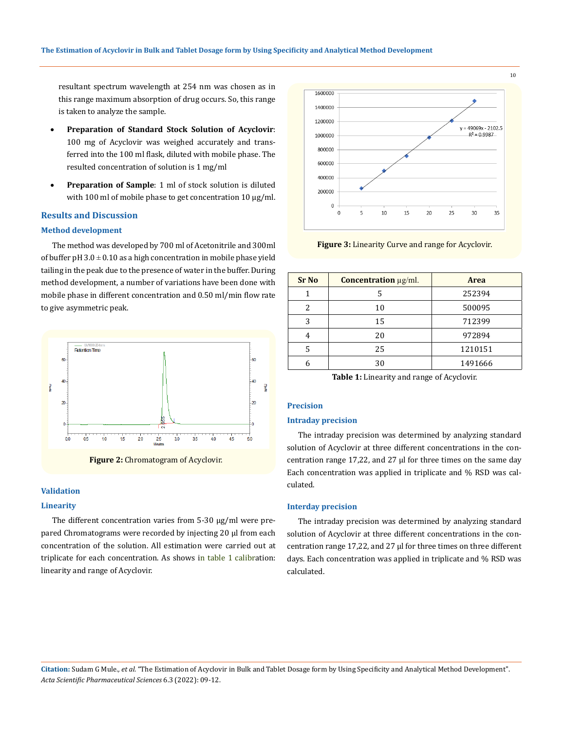resultant spectrum wavelength at 254 nm was chosen as in this range maximum absorption of drug occurs. So, this range is taken to analyze the sample.

- **Preparation of Standard Stock Solution of Acyclovir**: 100 mg of Acyclovir was weighed accurately and transferred into the 100 ml flask, diluted with mobile phase. The resulted concentration of solution is 1 mg/ml
- **Preparation of Sample**: 1 ml of stock solution is diluted with 100 ml of mobile phase to get concentration 10 μg/ml.

## Results and Discussion

### Method development

The method was developed by 700 ml of Acetonitrile and 300ml of buffer pH 3.0 ± 0.10 as a high concentration in mobile phase yield tailing in the peak due to the presence of water in the buffer. During method development, a number of variations have been done with mobile phase in different concentration and 0.50 ml/min flow rate to give asymmetric peak.

**Figure 2:** Chromatogram of Acyclovir.

### Validation

### Linearity

The different concentration varies from 5-30 μg/ml were prepared Chromatograms were recorded by injecting 20 μl from each concentration of the solution. All estimation were carried out at triplicate for each concentration. As shows in table 1 calibration: linearity and range of Acyclovir.

**Figure 3:** Linearity Curve and range for Acyclovir.

| Sr No | Concentration μg/ml. | Area |
|---|---|---|
| 1 | 5 | 252394 |
| 2 | 10 | 500095 |
| 3 | 15 | 712399 |
| 4 | 20 | 972894 |
| 5 | 25 | 1210151 |
| 6 | 30 | 1491666 |

**Table 1:** Linearity and range of Acyclovir.

### Precision

### Intraday precision

The intraday precision was determined by analyzing standard solution of Acyclovir at three different concentrations in the concentration range 17,22, and 27 μl for three times on the same day Each concentration was applied in triplicate and % RSD was calculated.

### Interday precision

The intraday precision was determined by analyzing standard solution of Acyclovir at three different concentrations in the concentration range 17,22, and 27 μl for three times on three different days. Each concentration was applied in triplicate and % RSD was calculated.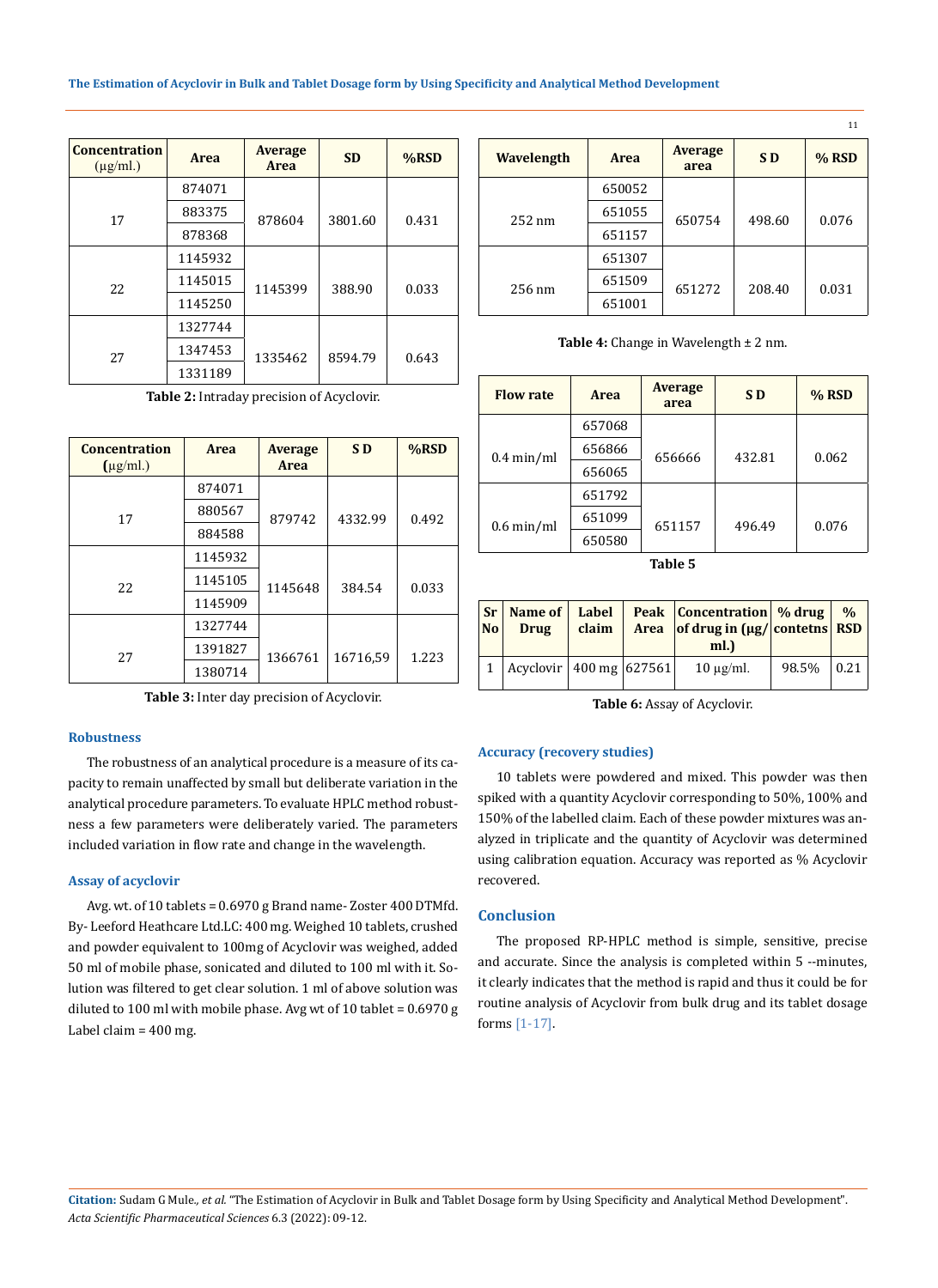| Concentration (µg/ml.) | Area | Average Area | SD | %RSD |
|---|---|---|---|---|
| 17 | 874071 | 878604 | 3801.60 | 0.431 |
| | 883375 | | | |
| | 878368 | | | |
| 22 | 1145932 | 1145399 | 388.90 | 0.033 |
| | 1145015 | | | |
| | 1145250 | | | |
| 27 | 1327744 | 1335462 | 8594.79 | 0.643 |
| | 1347453 | | | |
| | 1331189 | | | |

**Table 2:** Intraday precision of Acyclovir.

| Concentration (µg/ml.) | Area | Average Area | S D | %RSD |
|---|---|---|---|---|
| 17 | 874071 | 879742 | 4332.99 | 0.492 |
| | 880567 | | | |
| | 884588 | | | |
| 22 | 1145932 | 1145648 | 384.54 | 0.033 |
| | 1145105 | | | |
| | 1145909 | | | |
| 27 | 1327744 | 1366761 | 16716,59 | 1.223 |
| | 1391827 | | | |
| | 1380714 | | | |

**Table 3:** Inter day precision of Acyclovir.

### Robustness

The robustness of an analytical procedure is a measure of its capacity to remain unaffected by small but deliberate variation in the analytical procedure parameters. To evaluate HPLC method robustness a few parameters were deliberately varied. The parameters included variation in flow rate and change in the wavelength.

### Assay of acyclovir

Avg. wt. of 10 tablets = 0.6970 g Brand name- Zoster 400 DTMfd. By- Leeford Heathcare Ltd.LC: 400 mg. Weighed 10 tablets, crushed and powder equivalent to 100mg of Acyclovir was weighed, added 50 ml of mobile phase, sonicated and diluted to 100 ml with it. Solution was filtered to get clear solution. 1 ml of above solution was diluted to 100 ml with mobile phase. Avg wt of 10 tablet = 0.6970 g Label claim = 400 mg.

| Wavelength | Area | Average area | S D | % RSD |
|---|---|---|---|---|
| 252 nm | 650052 | 650754 | 498.60 | 0.076 |
| | 651055 | | | |
| | 651157 | | | |
| 256 nm | 651307 | 651272 | 208.40 | 0.031 |
| | 651509 | | | |
| | 651001 | | | |

**Table 4:** Change in Wavelength ± 2 nm.

| Flow rate | Area | Average area | S D | % RSD |
|---|---|---|---|---|
| 0.4 min/ml | 657068 | 656666 | 432.81 | 0.062 |
| | 656866 | | | |
| | 656065 | | | |
| 0.6 min/ml | 651792 | 651157 | 496.49 | 0.076 |
| | 651099 | | | |
| | 650580 | | | |

**Table 5**

| Sr No | Name of Drug | Label claim | Peak Area | Concentration of drug in (µg/ml.) | % drug contetns | % RSD |
|---|---|---|---|---|---|---|
| 1 | Acyclovir | 400 mg | 627561 | 10 µg/ml. | 98.5% | 0.21 |

**Table 6:** Assay of Acyclovir.

### Accuracy (recovery studies)

10 tablets were powdered and mixed. This powder was then spiked with a quantity Acyclovir corresponding to 50%, 100% and 150% of the labelled claim. Each of these powder mixtures was analyzed in triplicate and the quantity of Acyclovir was determined using calibration equation. Accuracy was reported as % Acyclovir recovered.

## Conclusion

The proposed RP-HPLC method is simple, sensitive, precise and accurate. Since the analysis is completed within 5 --minutes, it clearly indicates that the method is rapid and thus it could be for routine analysis of Acyclovir from bulk drug and its tablet dosage forms [1-17].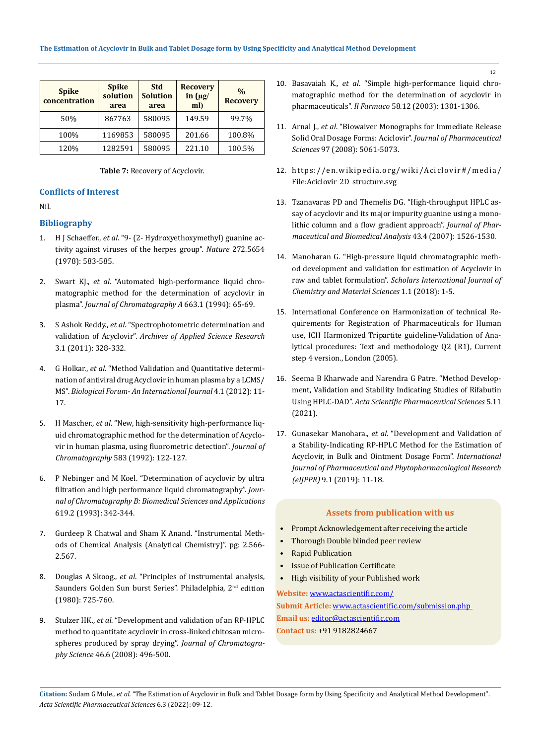| Spike concentration | Spike solution area | Std Solution area | Recovery in (μg/ml) | % Recovery |
|---|---|---|---|---|
| 50% | 867763 | 580095 | 149.59 | 99.7% |
| 100% | 1169853 | 580095 | 201.66 | 100.8% |
| 120% | 1282591 | 580095 | 221.10 | 100.5% |

**Table 7:** Recovery of Acyclovir.

## Conflicts of Interest

Nil.

## Bibliography

1. H J Schaeffer., *et al.* "9- (2- Hydroxyethoxymethyl) guanine activity against viruses of the herpes group". *Nature* 272.5654 (1978): 583-585.
2. Swart KJ., *et al*. "Automated high-performance liquid chromatographic method for the determination of acyclovir in plasma". *Journal of Chromatography A* 663.1 (1994): 65-69.
3. S Ashok Reddy., *et al.* "Spectrophotometric determination and validation of Acyclovir". *Archives of Applied Science Research* 3.1 (2011): 328-332.
4. G Holkar., *et al.* "Method Validation and Quantitative determination of antiviral drug Acyclovir in human plasma by a LCMS/MS". *Biological Forum- An International Journal* 4.1 (2012): 11-17.
5. H Mascher., *et al.* "New, high-sensitivity high-performance liquid chromatographic method for the determination of Acyclovir in human plasma, using fluorometric detection". *Journal of Chromatography* 583 (1992): 122-127.
6. P Nebinger and M Koel. "Determination of acyclovir by ultra filtration and high performance liquid chromatography". *Journal of Chromatography B: Biomedical Sciences and Applications* 619.2 (1993): 342-344.
7. Gurdeep R Chatwal and Sham K Anand. "Instrumental Methods of Chemical Analysis (Analytical Chemistry)". pg: 2.566-2.567.
8. Douglas A Skoog., *et al*. "Principles of instrumental analysis, Saunders Golden Sun burst Series". Philadelphia, 2nd edition (1980): 725-760.
9. Stulzer HK., *et al.* "Development and validation of an RP-HPLC method to quantitate acyclovir in cross-linked chitosan microspheres produced by spray drying". *Journal of Chromatography Science* 46.6 (2008): 496-500.
10. Basavaiah K., *et al*. "Simple high-performance liquid chromatographic method for the determination of acyclovir in pharmaceuticals". *Il Farmaco* 58.12 (2003): 1301-1306.
11. Arnal J., *et al*. "Biowaiver Monographs for Immediate Release Solid Oral Dosage Forms: Aciclovir". *Journal of Pharmaceutical Sciences* 97 (2008): 5061-5073.
12. https://en.wikipedia.org/wiki/Aciclovir#/media/File:Aciclovir_2D_structure.svg
13. Tzanavaras PD and Themelis DG. "High-throughput HPLC assay of acyclovir and its major impurity guanine using a monolithic column and a flow gradient approach". *Journal of Pharmaceutical and Biomedical Analysis* 43.4 (2007): 1526-1530.
14. Manoharan G. "High-pressure liquid chromatographic method development and validation for estimation of Acyclovir in raw and tablet formulation". *Scholars International Journal of Chemistry and Material Sciences* 1.1 (2018): 1-5.
15. International Conference on Harmonization of technical Requirements for Registration of Pharmaceuticals for Human use, ICH Harmonized Tripartite guideline-Validation of Analytical procedures: Text and methodology Q2 (R1), Current step 4 version., London (2005).
16. Seema B Kharwade and Narendra G Patre. "Method Development, Validation and Stability Indicating Studies of Rifabutin Using HPLC-DAD". *Acta Scientific Pharmaceutical Sciences* 5.11 (2021).
17. Gunasekar Manohara., *et al.* "Development and Validation of a Stability-Indicating RP-HPLC Method for the Estimation of Acyclovir, in Bulk and Ointment Dosage Form". *International Journal of Pharmaceutical and Phytopharmacological Research (eIJPPR)* 9.1 (2019): 11-18.

### Assets from publication with us

- Prompt Acknowledgement after receiving the article
- Thorough Double blinded peer review
- Rapid Publication
- Issue of Publication Certificate
- High visibility of your Published work

**Website:** www.actascientific.com/
**Submit Article:** www.actascientific.com/submission.php
**Email us:** editor@actascientific.com
**Contact us:** +91 9182824667